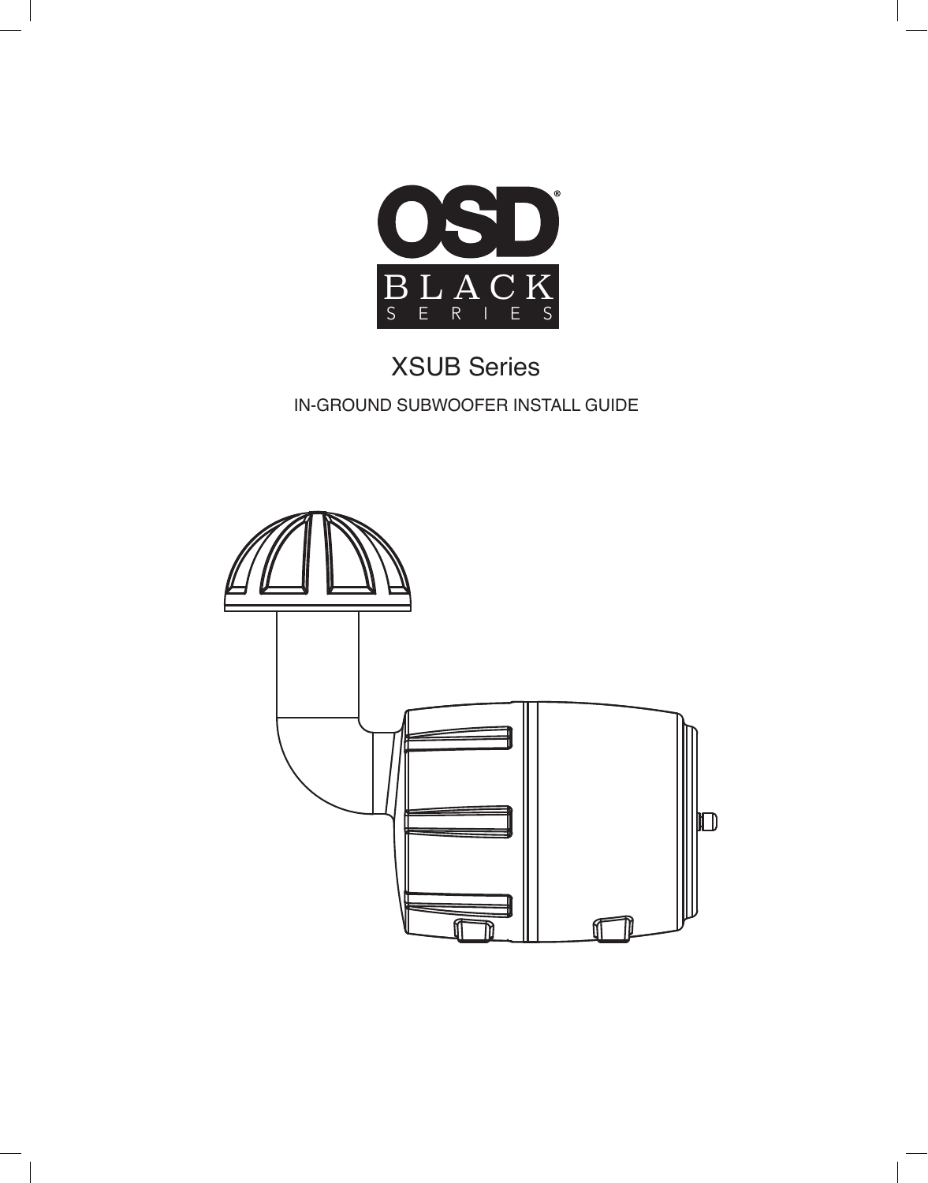OSD®

BLACK SERIES

# XSUB Series

## IN-GROUND SUBWOOFER INSTALL GUIDE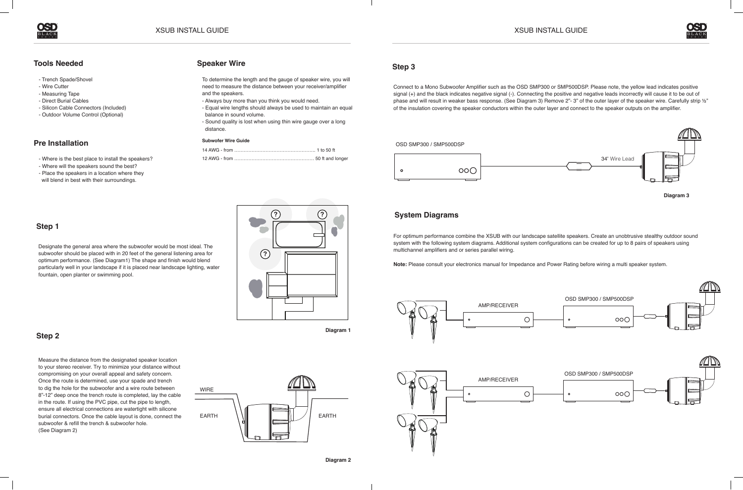## Tools Needed

- Trench Spade/Shovel
- Wire Cutter
- Measuring Tape
- Direct Burial Cables
- Silicon Cable Connectors (Included)
- Outdoor Volume Control (Optional)

## Pre Installation

- Where is the best place to install the speakers?
- Where will the speakers sound the best?
- Place the speakers in a location where they will blend in best with their surroundings.

## Speaker Wire

To determine the length and the gauge of speaker wire, you will need to measure the distance between your receiver/amplifier and the speakers.

- Always buy more than you think you would need.
- Equal wire lengths should always be used to maintain an equal balance in sound volume.
- Sound quality is lost when using thin wire gauge over a long distance.

**Subwofer Wire Guide**

14 AWG - from ................................................... 1 to 50 ft

12 AWG - from ................................................... 50 ft and longer

## Step 1

Designate the general area where the subwoofer would be most ideal. The subwoofer should be placed with in 20 feet of the general listening area for optimum performance. (See Diagram1) The shape and finish would blend particularly well in your landscape if it is placed near landscape lighting, water fountain, open planter or swimming pool.

Diagram 1

## Step 2

Measure the distance from the designated speaker location to your stereo receiver. Try to minimize your distance without compromising on your overall appeal and safety concern. Once the route is determined, use your spade and trench to dig the hole for the subwoofer and a wire route between 8"-12" deep once the trench route is completed, lay the cable in the route. If using the PVC pipe, cut the pipe to length, ensure all electrical connections are watertight with silicone burial connectors. Once the cable layout is done, connect the subwoofer & refill the trench & subwoofer hole. (See Diagram 2)

WIRE

EARTH

EARTH

Diagram 2

## Step 3

Connect to a Mono Subwoofer Amplifier such as the OSD SMP300 or SMP500DSP. Please note, the yellow lead indicates positive signal (+) and the black indicates negative signal (-). Connecting the positive and negative leads incorrectly will cause it to be out of phase and will result in weaker bass response. (See Diagram 3) Remove 2"- 3" of the outer layer of the speaker wire. Carefully strip ½" of the insulation covering the speaker conductors within the outer layer and connect to the speaker outputs on the amplifier.

OSD SMP300 / SMP500DSP

34" Wire Lead

Diagram 3

## System Diagrams

For optimum performance combine the XSUB with our landscape satellite speakers. Create an unobtrusive stealthy outdoor sound system with the following system diagrams. Additional system configurations can be created for up to 8 pairs of speakers using multichannel amplifiers and or series parallel wiring.

**Note:** Please consult your electronics manual for Impedance and Power Rating before wiring a multi speaker system.

AMP/RECEIVER

OSD SMP300 / SMP500DSP

AMP/RECEIVER

OSD SMP300 / SMP500DSP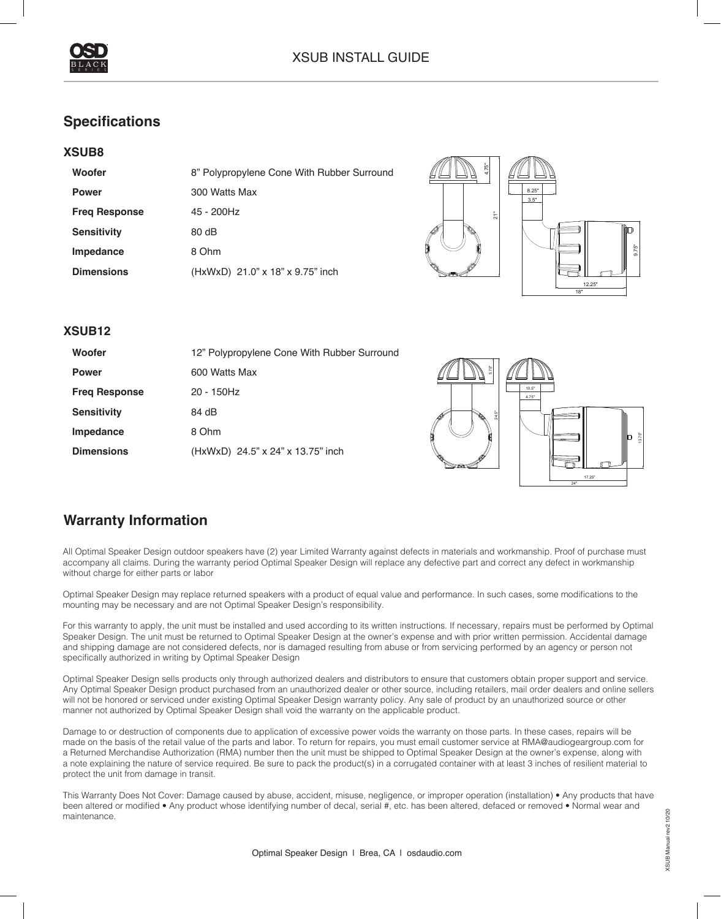## Specifications

### XSUB8

| | |
|---|---|
| **Woofer** | 8” Polypropylene Cone With Rubber Surround |
| **Power** | 300 Watts Max |
| **Freq Response** | 45 - 200Hz |
| **Sensitivity** | 80 dB |
| **Impedance** | 8 Ohm |
| **Dimensions** | (HxWxD) 21.0” x 18” x 9.75” inch |

4.75"
21"
8.25"
3.5"
9.75"
12.25"
18"

### XSUB12

| | |
|---|---|
| **Woofer** | 12” Polypropylene Cone With Rubber Surround |
| **Power** | 600 Watts Max |
| **Freq Response** | 20 - 150Hz |
| **Sensitivity** | 84 dB |
| **Impedance** | 8 Ohm |
| **Dimensions** | (HxWxD) 24.5” x 24” x 13.75” inch |

5.75"
24.5"
10.5"
4.75"
13.75"
17.25"
24"

## Warranty Information

All Optimal Speaker Design outdoor speakers have (2) year Limited Warranty against defects in materials and workmanship. Proof of purchase must accompany all claims. During the warranty period Optimal Speaker Design will replace any defective part and correct any defect in workmanship without charge for either parts or labor

Optimal Speaker Design may replace returned speakers with a product of equal value and performance. In such cases, some modifications to the mounting may be necessary and are not Optimal Speaker Design's responsibility.

For this warranty to apply, the unit must be installed and used according to its written instructions. If necessary, repairs must be performed by Optimal Speaker Design. The unit must be returned to Optimal Speaker Design at the owner's expense and with prior written permission. Accidental damage and shipping damage are not considered defects, nor is damaged resulting from abuse or from servicing performed by an agency or person not specifically authorized in writing by Optimal Speaker Design

Optimal Speaker Design sells products only through authorized dealers and distributors to ensure that customers obtain proper support and service. Any Optimal Speaker Design product purchased from an unauthorized dealer or other source, including retailers, mail order dealers and online sellers will not be honored or serviced under existing Optimal Speaker Design warranty policy. Any sale of product by an unauthorized source or other manner not authorized by Optimal Speaker Design shall void the warranty on the applicable product.

Damage to or destruction of components due to application of excessive power voids the warranty on those parts. In these cases, repairs will be made on the basis of the retail value of the parts and labor. To return for repairs, you must email customer service at RMA@audiogeargroup.com for a Returned Merchandise Authorization (RMA) number then the unit must be shipped to Optimal Speaker Design at the owner's expense, along with a note explaining the nature of service required. Be sure to pack the product(s) in a corrugated container with at least 3 inches of resilient material to protect the unit from damage in transit.

This Warranty Does Not Cover: Damage caused by abuse, accident, misuse, negligence, or improper operation (installation) • Any products that have been altered or modified • Any product whose identifying number of decal, serial #, etc. has been altered, defaced or removed • Normal wear and maintenance.

Optimal Speaker Design | Brea, CA | osdaudio.com